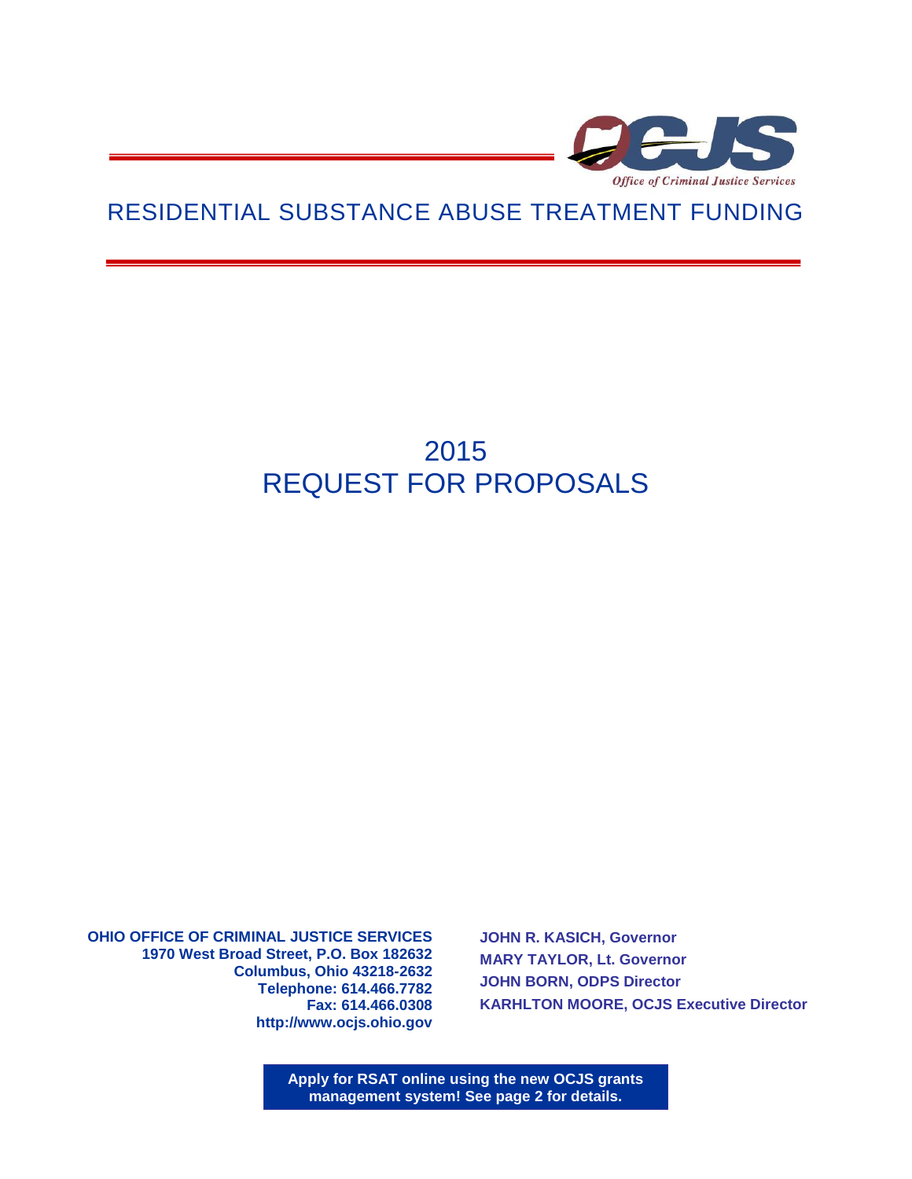Office of Criminal Justice Services

# RESIDENTIAL SUBSTANCE ABUSE TREATMENT FUNDING

# 2015
# REQUEST FOR PROPOSALS

**OHIO OFFICE OF CRIMINAL JUSTICE SERVICES**
**1970 West Broad Street, P.O. Box 182632**
**Columbus, Ohio 43218-2632**
**Telephone: 614.466.7782**
**Fax: 614.466.0308**
**http://www.ocjs.ohio.gov**

**JOHN R. KASICH, Governor**
**MARY TAYLOR, Lt. Governor**
**JOHN BORN, ODPS Director**
**KARHLTON MOORE, OCJS Executive Director**

**Apply for RSAT online using the new OCJS grants management system! See page 2 for details.**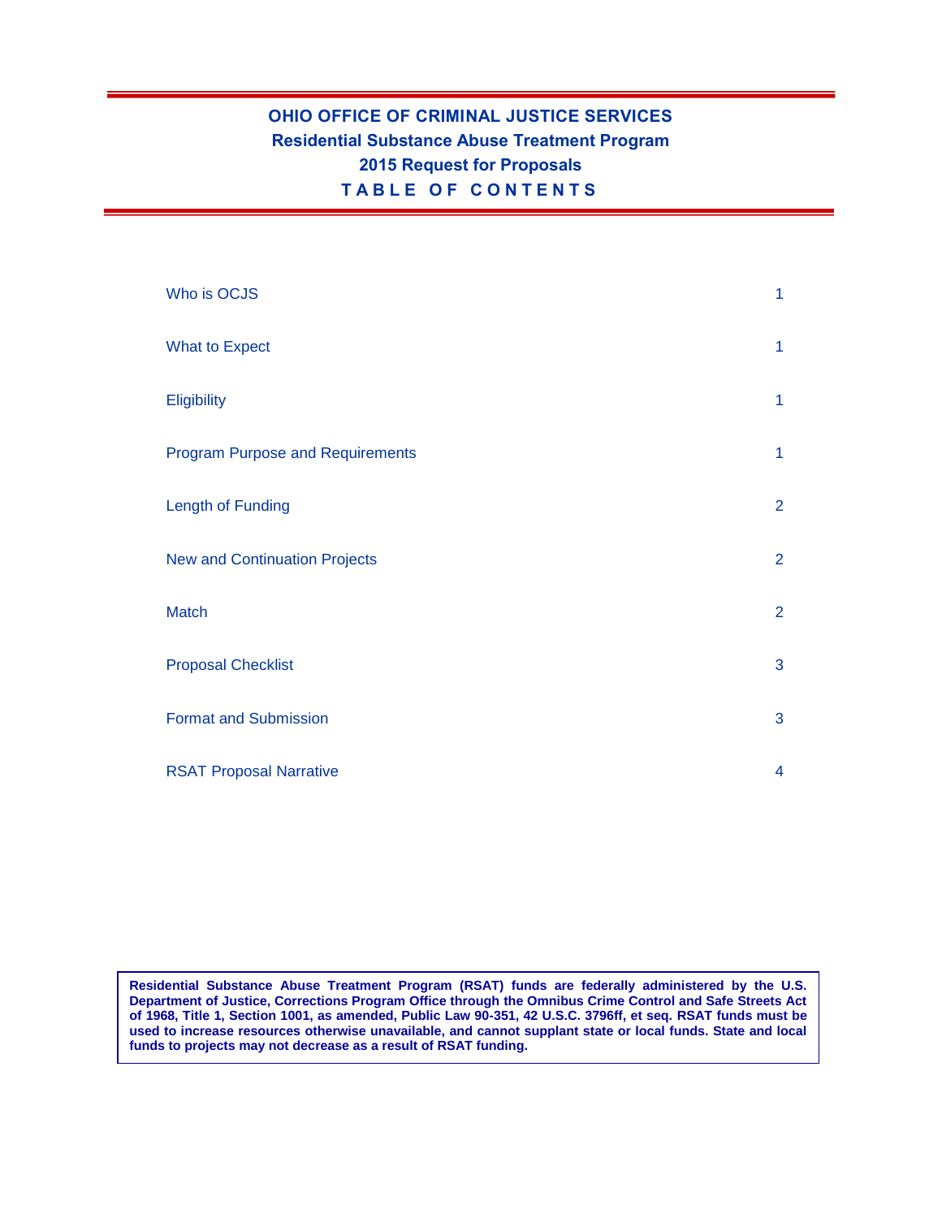# OHIO OFFICE OF CRIMINAL JUSTICE SERVICES
## Residential Substance Abuse Treatment Program
## 2015 Request for Proposals
## TABLE OF CONTENTS

| | |
|---|---|
| Who is OCJS | 1 |
| What to Expect | 1 |
| Eligibility | 1 |
| Program Purpose and Requirements | 1 |
| Length of Funding | 2 |
| New and Continuation Projects | 2 |
| Match | 2 |
| Proposal Checklist | 3 |
| Format and Submission | 3 |
| RSAT Proposal Narrative | 4 |

**Residential Substance Abuse Treatment Program (RSAT) funds are federally administered by the U.S. Department of Justice, Corrections Program Office through the Omnibus Crime Control and Safe Streets Act of 1968, Title 1, Section 1001, as amended, Public Law 90-351, 42 U.S.C. 3796ff, et seq. RSAT funds must be used to increase resources otherwise unavailable, and cannot supplant state or local funds. State and local funds to projects may not decrease as a result of RSAT funding.**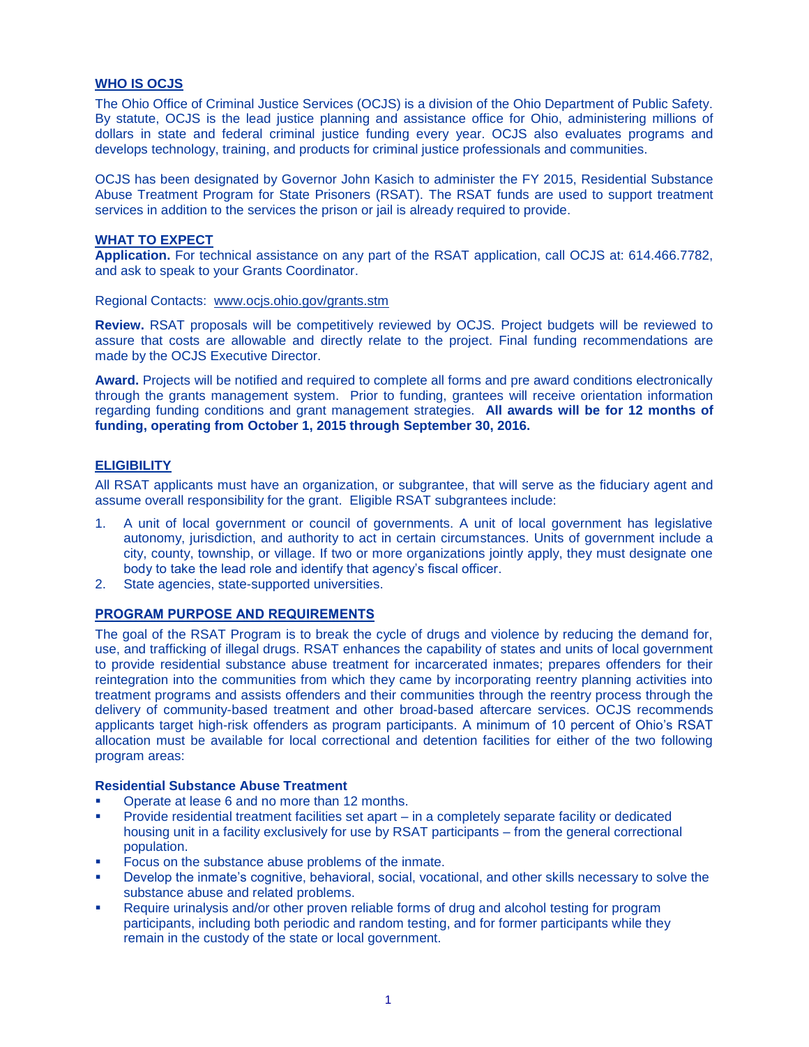## WHO IS OCJS

The Ohio Office of Criminal Justice Services (OCJS) is a division of the Ohio Department of Public Safety. By statute, OCJS is the lead justice planning and assistance office for Ohio, administering millions of dollars in state and federal criminal justice funding every year. OCJS also evaluates programs and develops technology, training, and products for criminal justice professionals and communities.

OCJS has been designated by Governor John Kasich to administer the FY 2015, Residential Substance Abuse Treatment Program for State Prisoners (RSAT). The RSAT funds are used to support treatment services in addition to the services the prison or jail is already required to provide.

## WHAT TO EXPECT

**Application.** For technical assistance on any part of the RSAT application, call OCJS at: 614.466.7782, and ask to speak to your Grants Coordinator.

Regional Contacts: www.ocjs.ohio.gov/grants.stm

**Review.** RSAT proposals will be competitively reviewed by OCJS. Project budgets will be reviewed to assure that costs are allowable and directly relate to the project. Final funding recommendations are made by the OCJS Executive Director.

**Award.** Projects will be notified and required to complete all forms and pre award conditions electronically through the grants management system. Prior to funding, grantees will receive orientation information regarding funding conditions and grant management strategies. **All awards will be for 12 months of funding, operating from October 1, 2015 through September 30, 2016.**

## ELIGIBILITY

All RSAT applicants must have an organization, or subgrantee, that will serve as the fiduciary agent and assume overall responsibility for the grant. Eligible RSAT subgrantees include:

1. A unit of local government or council of governments. A unit of local government has legislative autonomy, jurisdiction, and authority to act in certain circumstances. Units of government include a city, county, township, or village. If two or more organizations jointly apply, they must designate one body to take the lead role and identify that agency's fiscal officer.
2. State agencies, state-supported universities.

## PROGRAM PURPOSE AND REQUIREMENTS

The goal of the RSAT Program is to break the cycle of drugs and violence by reducing the demand for, use, and trafficking of illegal drugs. RSAT enhances the capability of states and units of local government to provide residential substance abuse treatment for incarcerated inmates; prepares offenders for their reintegration into the communities from which they came by incorporating reentry planning activities into treatment programs and assists offenders and their communities through the reentry process through the delivery of community-based treatment and other broad-based aftercare services. OCJS recommends applicants target high-risk offenders as program participants. A minimum of 10 percent of Ohio's RSAT allocation must be available for local correctional and detention facilities for either of the two following program areas:

### Residential Substance Abuse Treatment

- Operate at lease 6 and no more than 12 months.
- Provide residential treatment facilities set apart – in a completely separate facility or dedicated housing unit in a facility exclusively for use by RSAT participants – from the general correctional population.
- Focus on the substance abuse problems of the inmate.
- Develop the inmate's cognitive, behavioral, social, vocational, and other skills necessary to solve the substance abuse and related problems.
- Require urinalysis and/or other proven reliable forms of drug and alcohol testing for program participants, including both periodic and random testing, and for former participants while they remain in the custody of the state or local government.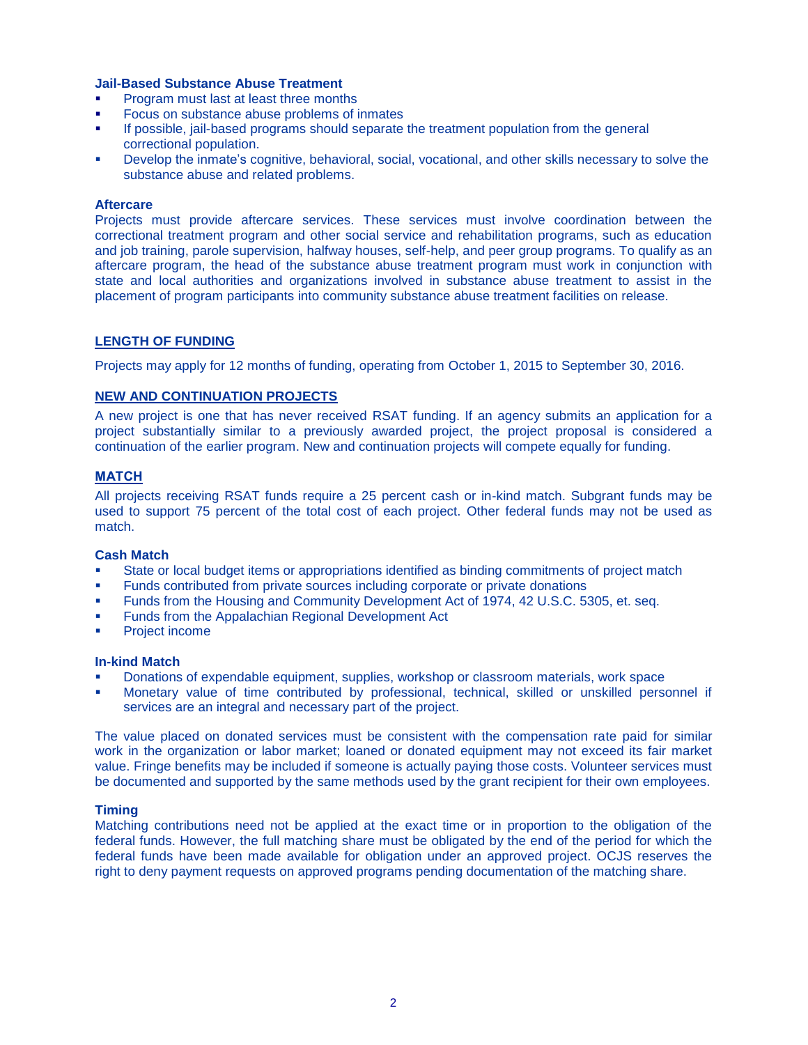**Jail-Based Substance Abuse Treatment**

- Program must last at least three months
- Focus on substance abuse problems of inmates
- If possible, jail-based programs should separate the treatment population from the general correctional population.
- Develop the inmate's cognitive, behavioral, social, vocational, and other skills necessary to solve the substance abuse and related problems.

**Aftercare**

Projects must provide aftercare services. These services must involve coordination between the correctional treatment program and other social service and rehabilitation programs, such as education and job training, parole supervision, halfway houses, self-help, and peer group programs. To qualify as an aftercare program, the head of the substance abuse treatment program must work in conjunction with state and local authorities and organizations involved in substance abuse treatment to assist in the placement of program participants into community substance abuse treatment facilities on release.

## LENGTH OF FUNDING

Projects may apply for 12 months of funding, operating from October 1, 2015 to September 30, 2016.

## NEW AND CONTINUATION PROJECTS

A new project is one that has never received RSAT funding. If an agency submits an application for a project substantially similar to a previously awarded project, the project proposal is considered a continuation of the earlier program. New and continuation projects will compete equally for funding.

## MATCH

All projects receiving RSAT funds require a 25 percent cash or in-kind match. Subgrant funds may be used to support 75 percent of the total cost of each project. Other federal funds may not be used as match.

**Cash Match**

- State or local budget items or appropriations identified as binding commitments of project match
- Funds contributed from private sources including corporate or private donations
- Funds from the Housing and Community Development Act of 1974, 42 U.S.C. 5305, et. seq.
- Funds from the Appalachian Regional Development Act
- Project income

**In-kind Match**

- Donations of expendable equipment, supplies, workshop or classroom materials, work space
- Monetary value of time contributed by professional, technical, skilled or unskilled personnel if services are an integral and necessary part of the project.

The value placed on donated services must be consistent with the compensation rate paid for similar work in the organization or labor market; loaned or donated equipment may not exceed its fair market value. Fringe benefits may be included if someone is actually paying those costs. Volunteer services must be documented and supported by the same methods used by the grant recipient for their own employees.

**Timing**

Matching contributions need not be applied at the exact time or in proportion to the obligation of the federal funds. However, the full matching share must be obligated by the end of the period for which the federal funds have been made available for obligation under an approved project. OCJS reserves the right to deny payment requests on approved programs pending documentation of the matching share.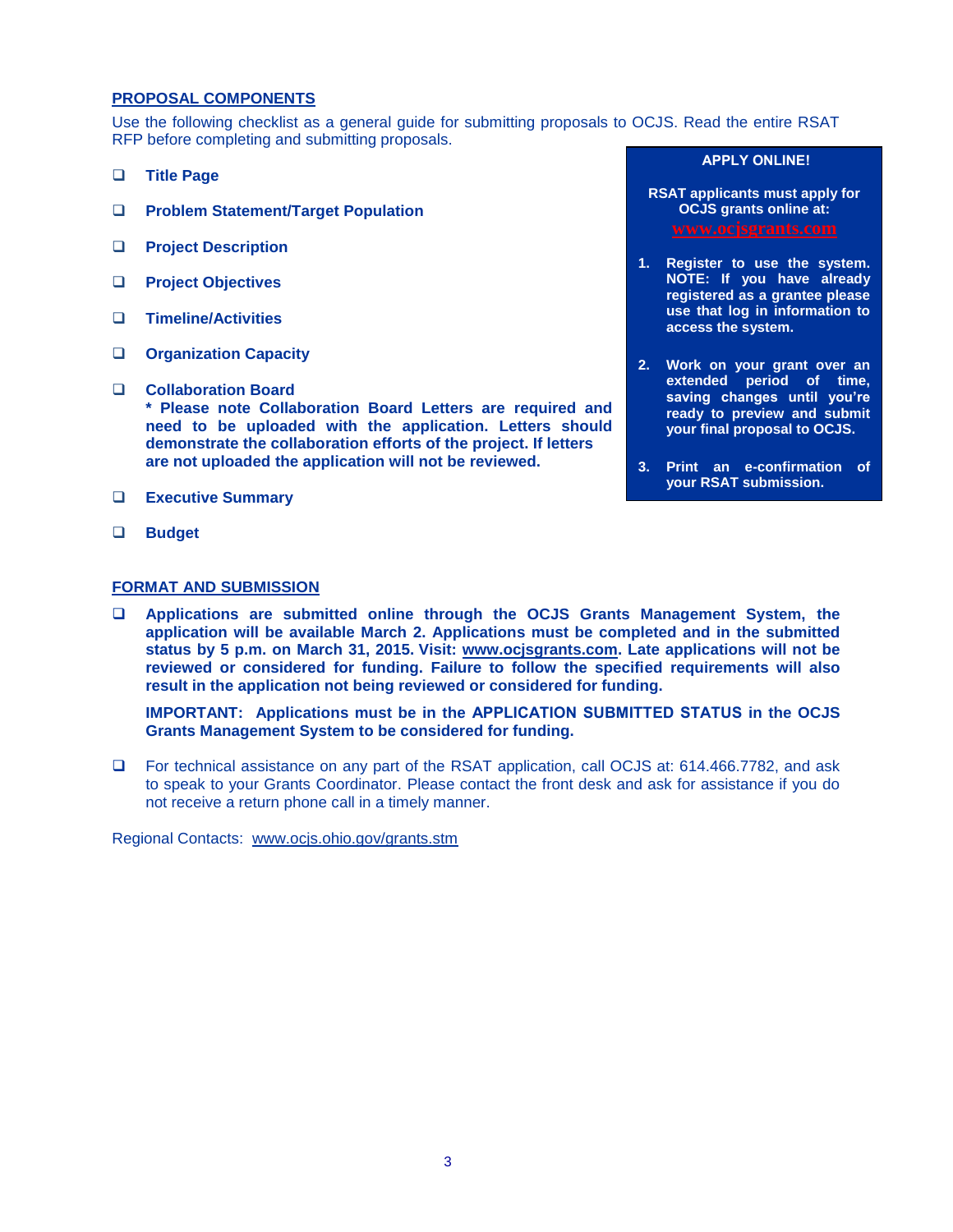## PROPOSAL COMPONENTS

Use the following checklist as a general guide for submitting proposals to OCJS. Read the entire RSAT RFP before completing and submitting proposals.

- ❑ **Title Page**
- ❑ **Problem Statement/Target Population**
- ❑ **Project Description**
- ❑ **Project Objectives**
- ❑ **Timeline/Activities**
- ❑ **Organization Capacity**
- ❑ **Collaboration Board**
  **\* Please note Collaboration Board Letters are required and need to be uploaded with the application. Letters should demonstrate the collaboration efforts of the project. If letters are not uploaded the application will not be reviewed.**
- ❑ **Executive Summary**
- ❑ **Budget**

**APPLY ONLINE!**

**RSAT applicants must apply for OCJS grants online at:**
**www.ocjsgrants.com**

1. **Register to use the system. NOTE: If you have already registered as a grantee please use that log in information to access the system.**
2. **Work on your grant over an extended period of time, saving changes until you're ready to preview and submit your final proposal to OCJS.**
3. **Print an e-confirmation of your RSAT submission.**

## FORMAT AND SUBMISSION

- ❑ **Applications are submitted online through the OCJS Grants Management System, the application will be available March 2. Applications must be completed and in the submitted status by 5 p.m. on March 31, 2015. Visit: www.ocjsgrants.com. Late applications will not be reviewed or considered for funding. Failure to follow the specified requirements will also result in the application not being reviewed or considered for funding.**

  **IMPORTANT: Applications must be in the APPLICATION SUBMITTED STATUS in the OCJS Grants Management System to be considered for funding.**

- ❑ For technical assistance on any part of the RSAT application, call OCJS at: 614.466.7782, and ask to speak to your Grants Coordinator. Please contact the front desk and ask for assistance if you do not receive a return phone call in a timely manner.

Regional Contacts: www.ocjs.ohio.gov/grants.stm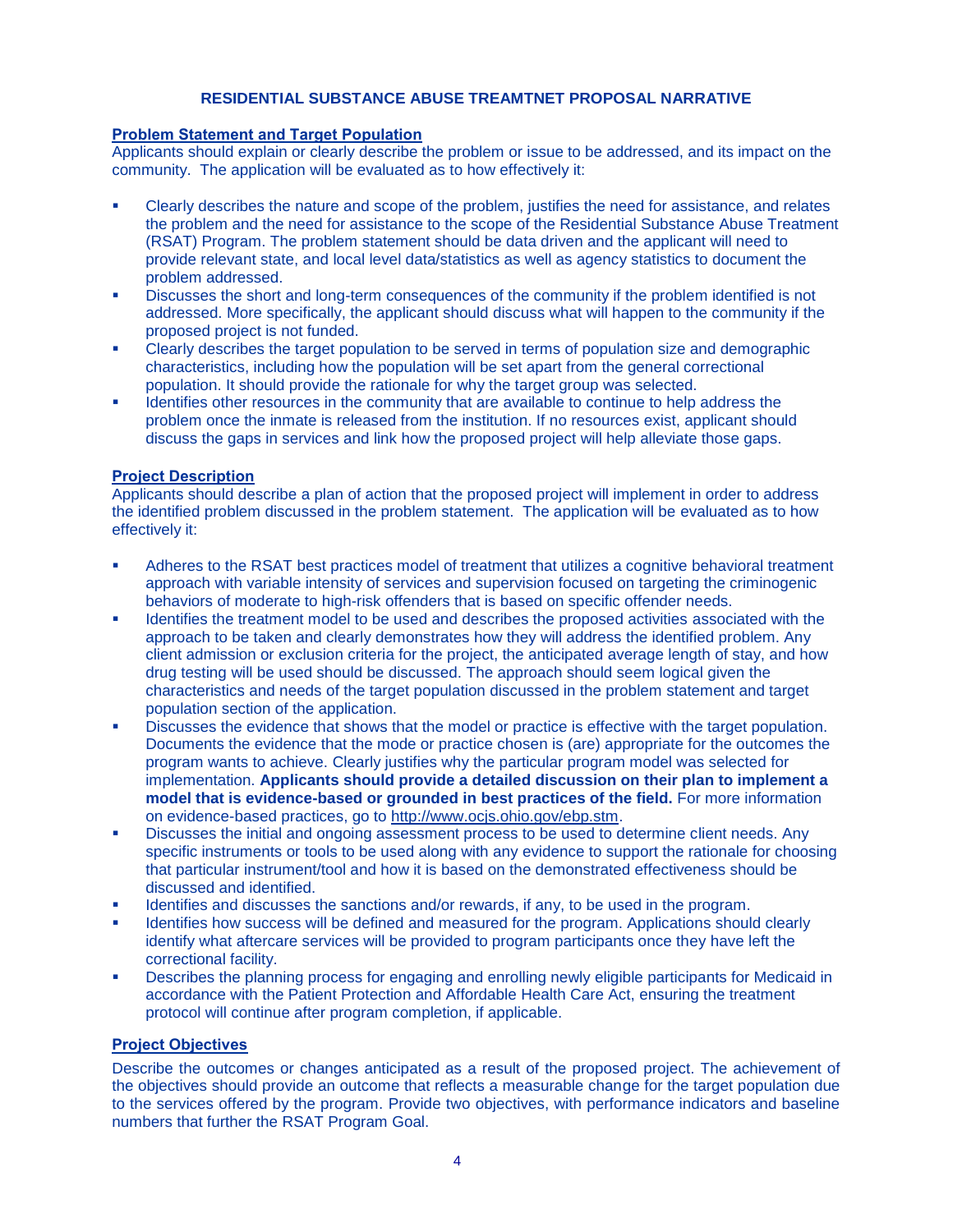# RESIDENTIAL SUBSTANCE ABUSE TREAMTNET PROPOSAL NARRATIVE

## Problem Statement and Target Population

Applicants should explain or clearly describe the problem or issue to be addressed, and its impact on the community. The application will be evaluated as to how effectively it:

- Clearly describes the nature and scope of the problem, justifies the need for assistance, and relates the problem and the need for assistance to the scope of the Residential Substance Abuse Treatment (RSAT) Program. The problem statement should be data driven and the applicant will need to provide relevant state, and local level data/statistics as well as agency statistics to document the problem addressed.
- Discusses the short and long-term consequences of the community if the problem identified is not addressed. More specifically, the applicant should discuss what will happen to the community if the proposed project is not funded.
- Clearly describes the target population to be served in terms of population size and demographic characteristics, including how the population will be set apart from the general correctional population. It should provide the rationale for why the target group was selected.
- Identifies other resources in the community that are available to continue to help address the problem once the inmate is released from the institution. If no resources exist, applicant should discuss the gaps in services and link how the proposed project will help alleviate those gaps.

## Project Description

Applicants should describe a plan of action that the proposed project will implement in order to address the identified problem discussed in the problem statement. The application will be evaluated as to how effectively it:

- Adheres to the RSAT best practices model of treatment that utilizes a cognitive behavioral treatment approach with variable intensity of services and supervision focused on targeting the criminogenic behaviors of moderate to high-risk offenders that is based on specific offender needs.
- Identifies the treatment model to be used and describes the proposed activities associated with the approach to be taken and clearly demonstrates how they will address the identified problem. Any client admission or exclusion criteria for the project, the anticipated average length of stay, and how drug testing will be used should be discussed. The approach should seem logical given the characteristics and needs of the target population discussed in the problem statement and target population section of the application.
- Discusses the evidence that shows that the model or practice is effective with the target population. Documents the evidence that the mode or practice chosen is (are) appropriate for the outcomes the program wants to achieve. Clearly justifies why the particular program model was selected for implementation. **Applicants should provide a detailed discussion on their plan to implement a model that is evidence-based or grounded in best practices of the field.** For more information on evidence-based practices, go to http://www.ocjs.ohio.gov/ebp.stm.
- Discusses the initial and ongoing assessment process to be used to determine client needs. Any specific instruments or tools to be used along with any evidence to support the rationale for choosing that particular instrument/tool and how it is based on the demonstrated effectiveness should be discussed and identified.
- Identifies and discusses the sanctions and/or rewards, if any, to be used in the program.
- Identifies how success will be defined and measured for the program. Applications should clearly identify what aftercare services will be provided to program participants once they have left the correctional facility.
- Describes the planning process for engaging and enrolling newly eligible participants for Medicaid in accordance with the Patient Protection and Affordable Health Care Act, ensuring the treatment protocol will continue after program completion, if applicable.

## Project Objectives

Describe the outcomes or changes anticipated as a result of the proposed project. The achievement of the objectives should provide an outcome that reflects a measurable change for the target population due to the services offered by the program. Provide two objectives, with performance indicators and baseline numbers that further the RSAT Program Goal.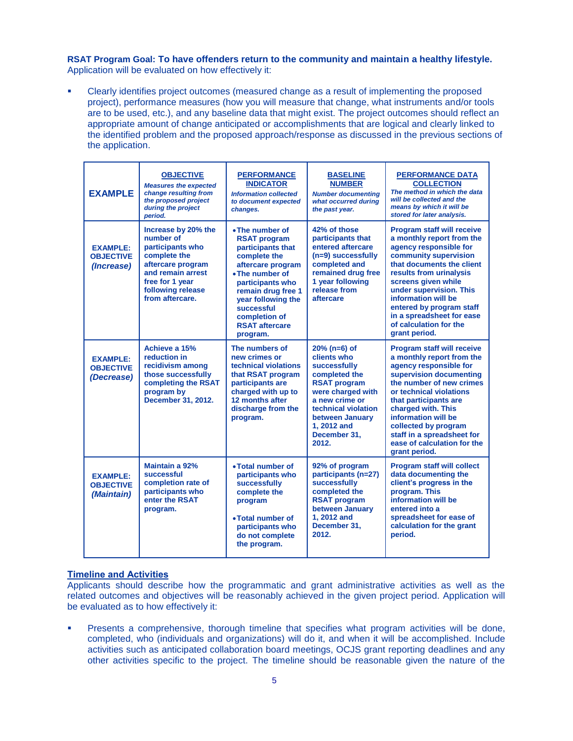**RSAT Program Goal: To have offenders return to the community and maintain a healthy lifestyle.**
Application will be evaluated on how effectively it:

- Clearly identifies project outcomes (measured change as a result of implementing the proposed project), performance measures (how you will measure that change, what instruments and/or tools are to be used, etc.), and any baseline data that might exist. The project outcomes should reflect an appropriate amount of change anticipated or accomplishments that are logical and clearly linked to the identified problem and the proposed approach/response as discussed in the previous sections of the application.

| **EXAMPLE** | **OBJECTIVE** *Measures the expected change resulting from the proposed project during the project period.* | **PERFORMANCE INDICATOR** *Information collected to document expected changes.* | **BASELINE NUMBER** *Number documenting what occurred during the past year.* | **PERFORMANCE DATA COLLECTION** *The method in which the data will be collected and the means by which it will be stored for later analysis.* |
|---|---|---|---|---|
| **EXAMPLE: OBJECTIVE *(Increase)*** | **Increase by 20% the number of participants who complete the aftercare program and remain arrest free for 1 year following release from aftercare.** | • **The number of RSAT program participants that complete the aftercare program** • **The number of participants who remain drug free 1 year following the successful completion of RSAT aftercare program.** | **42% of those participants that entered aftercare (n=9) successfully completed and remained drug free 1 year following release from aftercare** | **Program staff will receive a monthly report from the agency responsible for community supervision that documents the client results from urinalysis screens given while under supervision. This information will be entered by program staff in a spreadsheet for ease of calculation for the grant period.** |
| **EXAMPLE: OBJECTIVE *(Decrease)*** | **Achieve a 15% reduction in recidivism among those successfully completing the RSAT program by December 31, 2012.** | **The numbers of new crimes or technical violations that RSAT program participants are charged with up to 12 months after discharge from the program.** | **20% (n=6) of clients who successfully completed the RSAT program were charged with a new crime or technical violation between January 1, 2012 and December 31, 2012.** | **Program staff will receive a monthly report from the agency responsible for supervision documenting the number of new crimes or technical violations that participants are charged with. This information will be collected by program staff in a spreadsheet for ease of calculation for the grant period.** |
| **EXAMPLE: OBJECTIVE *(Maintain)*** | **Maintain a 92% successful completion rate of participants who enter the RSAT program.** | • **Total number of participants who successfully complete the program** • **Total number of participants who do not complete the program.** | **92% of program participants (n=27) successfully completed the RSAT program between January 1, 2012 and December 31, 2012.** | **Program staff will collect data documenting the client's progress in the program. This information will be entered into a spreadsheet for ease of calculation for the grant period.** |

## Timeline and Activities

Applicants should describe how the programmatic and grant administrative activities as well as the related outcomes and objectives will be reasonably achieved in the given project period. Application will be evaluated as to how effectively it:

- Presents a comprehensive, thorough timeline that specifies what program activities will be done, completed, who (individuals and organizations) will do it, and when it will be accomplished. Include activities such as anticipated collaboration board meetings, OCJS grant reporting deadlines and any other activities specific to the project. The timeline should be reasonable given the nature of the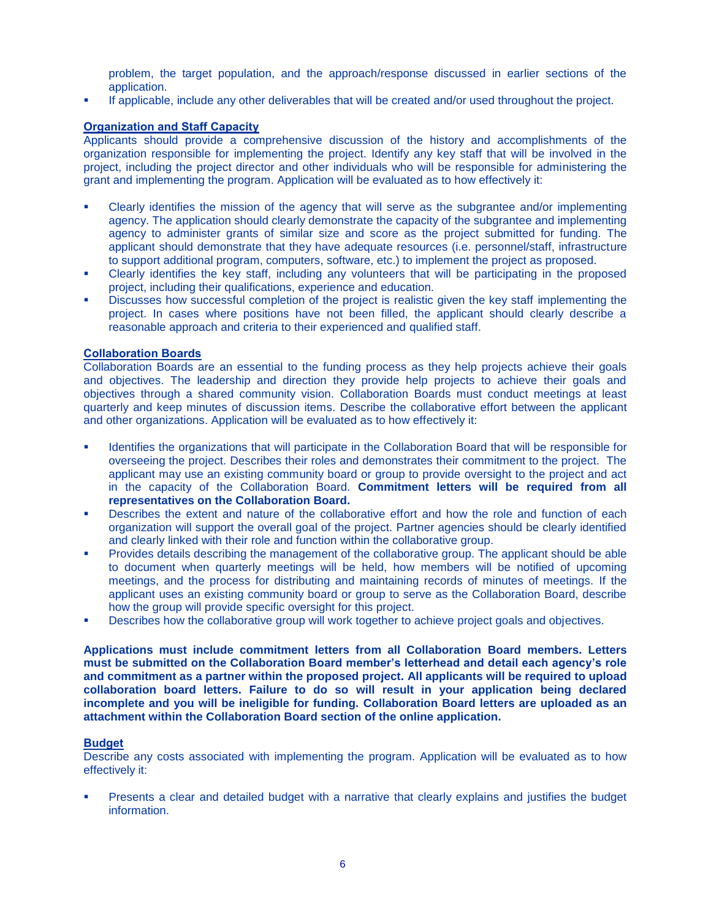problem, the target population, and the approach/response discussed in earlier sections of the application.

- If applicable, include any other deliverables that will be created and/or used throughout the project.

**Organization and Staff Capacity**

Applicants should provide a comprehensive discussion of the history and accomplishments of the organization responsible for implementing the project. Identify any key staff that will be involved in the project, including the project director and other individuals who will be responsible for administering the grant and implementing the program. Application will be evaluated as to how effectively it:

- Clearly identifies the mission of the agency that will serve as the subgrantee and/or implementing agency. The application should clearly demonstrate the capacity of the subgrantee and implementing agency to administer grants of similar size and score as the project submitted for funding. The applicant should demonstrate that they have adequate resources (i.e. personnel/staff, infrastructure to support additional program, computers, software, etc.) to implement the project as proposed.
- Clearly identifies the key staff, including any volunteers that will be participating in the proposed project, including their qualifications, experience and education.
- Discusses how successful completion of the project is realistic given the key staff implementing the project. In cases where positions have not been filled, the applicant should clearly describe a reasonable approach and criteria to their experienced and qualified staff.

**Collaboration Boards**

Collaboration Boards are an essential to the funding process as they help projects achieve their goals and objectives. The leadership and direction they provide help projects to achieve their goals and objectives through a shared community vision. Collaboration Boards must conduct meetings at least quarterly and keep minutes of discussion items. Describe the collaborative effort between the applicant and other organizations. Application will be evaluated as to how effectively it:

- Identifies the organizations that will participate in the Collaboration Board that will be responsible for overseeing the project. Describes their roles and demonstrates their commitment to the project. The applicant may use an existing community board or group to provide oversight to the project and act in the capacity of the Collaboration Board. **Commitment letters will be required from all representatives on the Collaboration Board.**
- Describes the extent and nature of the collaborative effort and how the role and function of each organization will support the overall goal of the project. Partner agencies should be clearly identified and clearly linked with their role and function within the collaborative group.
- Provides details describing the management of the collaborative group. The applicant should be able to document when quarterly meetings will be held, how members will be notified of upcoming meetings, and the process for distributing and maintaining records of minutes of meetings. If the applicant uses an existing community board or group to serve as the Collaboration Board, describe how the group will provide specific oversight for this project.
- Describes how the collaborative group will work together to achieve project goals and objectives.

**Applications must include commitment letters from all Collaboration Board members. Letters must be submitted on the Collaboration Board member's letterhead and detail each agency's role and commitment as a partner within the proposed project. All applicants will be required to upload collaboration board letters. Failure to do so will result in your application being declared incomplete and you will be ineligible for funding. Collaboration Board letters are uploaded as an attachment within the Collaboration Board section of the online application.**

**Budget**

Describe any costs associated with implementing the program. Application will be evaluated as to how effectively it:

- Presents a clear and detailed budget with a narrative that clearly explains and justifies the budget information.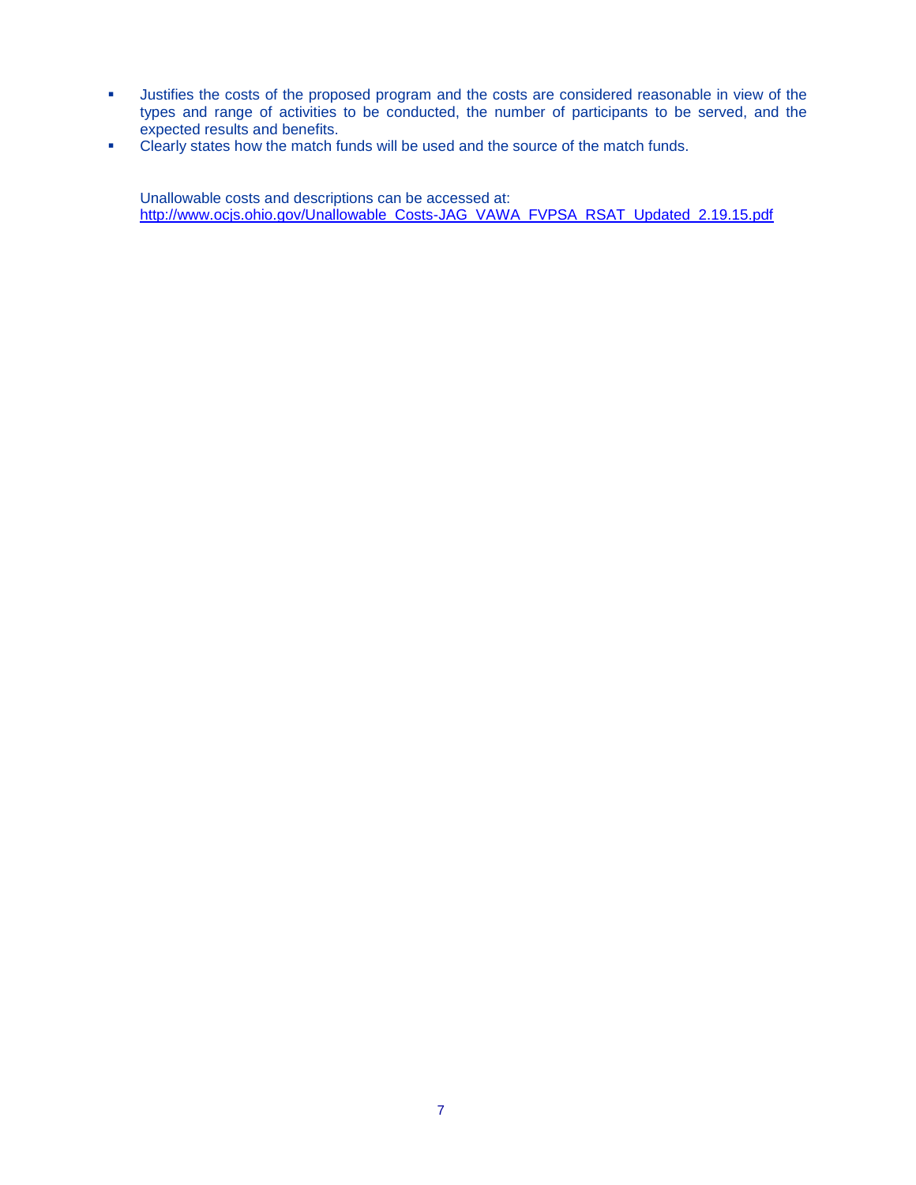- Justifies the costs of the proposed program and the costs are considered reasonable in view of the types and range of activities to be conducted, the number of participants to be served, and the expected results and benefits.
- Clearly states how the match funds will be used and the source of the match funds.

Unallowable costs and descriptions can be accessed at:
http://www.ocjs.ohio.gov/Unallowable_Costs-JAG_VAWA_FVPSA_RSAT_Updated_2.19.15.pdf